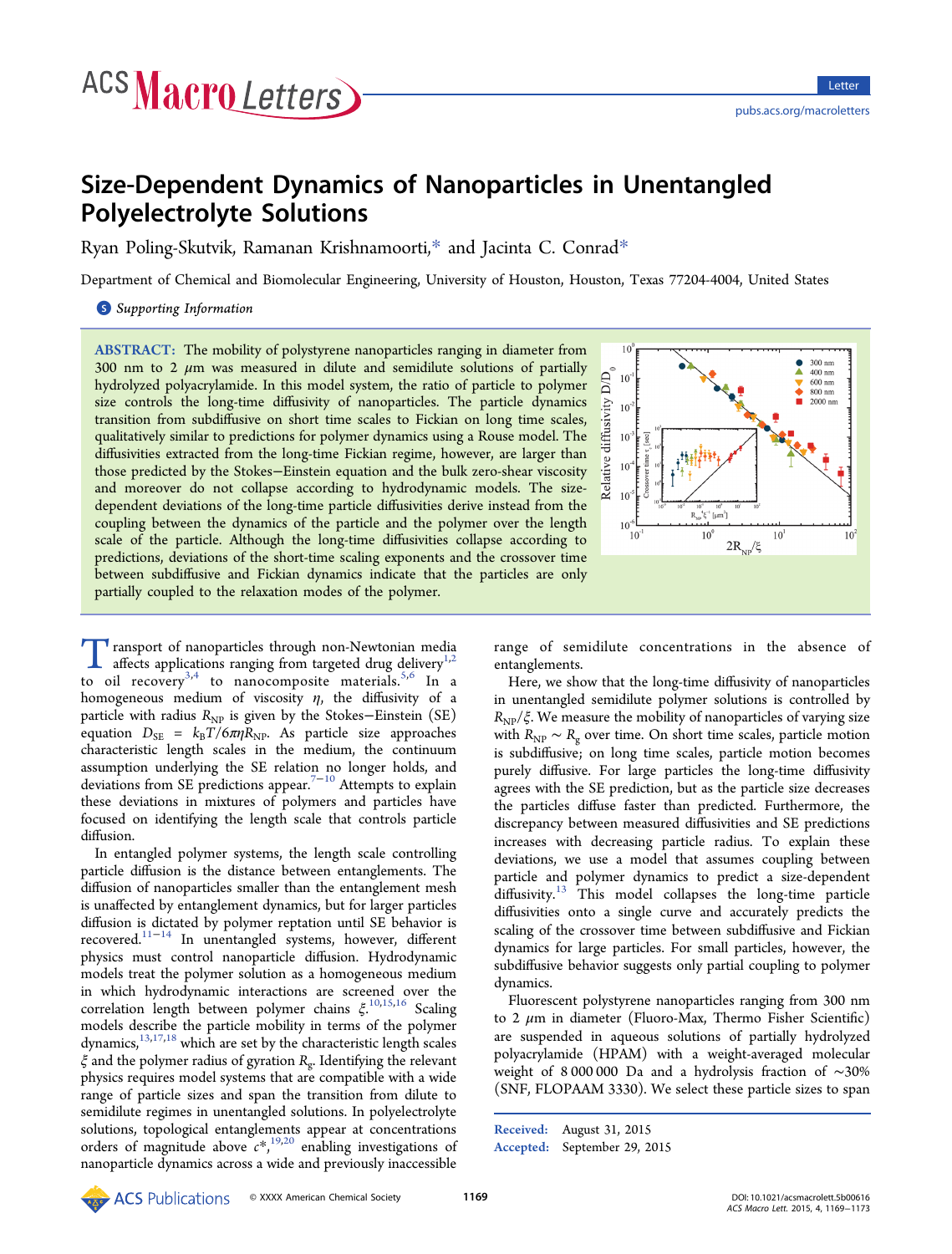# Size-Dependent Dynamics of Nanoparticles in Unentangled Polyelectrolyte Solutions

Ryan Poling-Skutvik, Ramanan Krishnamoorti,* and Jacinta C. Conrad*

Department of Chemical and Biomolecular Engineering, University of Houston, Houston, Texas 77204-4004, United States

*Supporting Information*

**ABSTRACT:** The mobility of polystyrene nanoparticles ranging in diameter from 300 nm to 2 $\mu$m was measured in dilute and semidilute solutions of partially hydrolyzed polyacrylamide. In this model system, the ratio of particle to polymer size controls the long-time diffusivity of nanoparticles. The particle dynamics transition from subdiffusive on short time scales to Fickian on long time scales, qualitatively similar to predictions for polymer dynamics using a Rouse model. The diffusivities extracted from the long-time Fickian regime, however, are larger than those predicted by the Stokes–Einstein equation and the bulk zero-shear viscosity and moreover do not collapse according to hydrodynamic models. The size-dependent deviations of the long-time particle diffusivities derive instead from the coupling between the dynamics of the particle and the polymer over the length scale of the particle. Although the long-time diffusivities collapse according to predictions, deviations of the short-time scaling exponents and the crossover time between subdiffusive and Fickian dynamics indicate that the particles are only partially coupled to the relaxation modes of the polymer.

Transport of nanoparticles through non-Newtonian media affects applications ranging from targeted drug delivery[1,2] to oil recovery[3,4] to nanocomposite materials.[5,6] In a homogeneous medium of viscosity $\eta$, the diffusivity of a particle with radius $R_{NP}$ is given by the Stokes–Einstein (SE) equation $D_{SE} = k_BT/6\pi\eta R_{NP}$. As particle size approaches characteristic length scales in the medium, the continuum assumption underlying the SE relation no longer holds, and deviations from SE predictions appear.[7−10] Attempts to explain these deviations in mixtures of polymers and particles have focused on identifying the length scale that controls particle diffusion.

In entangled polymer systems, the length scale controlling particle diffusion is the distance between entanglements. The diffusion of nanoparticles smaller than the entanglement mesh is unaffected by entanglement dynamics, but for larger particles diffusion is dictated by polymer reptation until SE behavior is recovered.[11−14] In unentangled systems, however, different physics must control nanoparticle diffusion. Hydrodynamic models treat the polymer solution as a homogeneous medium in which hydrodynamic interactions are screened over the correlation length between polymer chains $\xi$.[10,15,16] Scaling models describe the particle mobility in terms of the polymer dynamics,[13,17,18] which are set by the characteristic length scales $\xi$ and the polymer radius of gyration $R_g$. Identifying the relevant physics requires model systems that are compatible with a wide range of particle sizes and span the transition from dilute to semidilute regimes in unentangled solutions. In polyelectrolyte solutions, topological entanglements appear at concentrations orders of magnitude above $c^*$,[19,20] enabling investigations of nanoparticle dynamics across a wide and previously inaccessible range of semidilute concentrations in the absence of entanglements.

Here, we show that the long-time diffusivity of nanoparticles in unentangled semidilute polymer solutions is controlled by $R_{NP}/\xi$. We measure the mobility of nanoparticles of varying size with $R_{NP} \sim R_g$ over time. On short time scales, particle motion is subdiffusive; on long time scales, particle motion becomes purely diffusive. For large particles the long-time diffusivity agrees with the SE prediction, but as the particle size decreases the particles diffuse faster than predicted. Furthermore, the discrepancy between measured diffusivities and SE predictions increases with decreasing particle radius. To explain these deviations, we use a model that assumes coupling between particle and polymer dynamics to predict a size-dependent diffusivity.[13] This model collapses the long-time particle diffusivities onto a single curve and accurately predicts the scaling of the crossover time between subdiffusive and Fickian dynamics for large particles. For small particles, however, the subdiffusive behavior suggests only partial coupling to polymer dynamics.

Fluorescent polystyrene nanoparticles ranging from 300 nm to 2 $\mu$m in diameter (Fluoro-Max, Thermo Fisher Scientific) are suspended in aqueous solutions of partially hydrolyzed polyacrylamide (HPAM) with a weight-averaged molecular weight of 8 000 000 Da and a hydrolysis fraction of ∼30% (SNF, FLOPAAM 3330). We select these particle sizes to span

Received: August 31, 2015
Accepted: September 29, 2015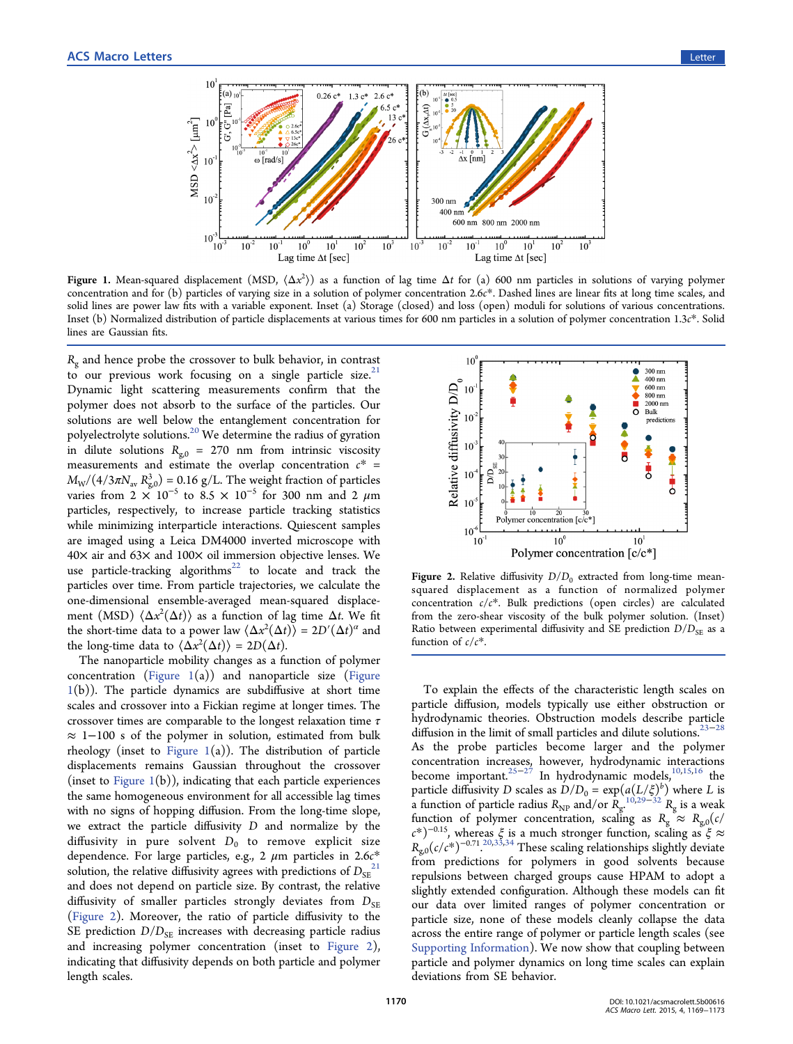**Figure 1.** Mean-squared displacement (MSD, $\langle \Delta x^2 \rangle$) as a function of lag time $\Delta t$ for (a) 600 nm particles in solutions of varying polymer concentration and for (b) particles of varying size in a solution of polymer concentration 2.6$c^*$. Dashed lines are linear fits at long time scales, and solid lines are power law fits with a variable exponent. Inset (a) Storage (closed) and loss (open) moduli for solutions of various concentrations. Inset (b) Normalized distribution of particle displacements at various times for 600 nm particles in a solution of polymer concentration 1.3$c^*$. Solid lines are Gaussian fits.

$R_g$ and hence probe the crossover to bulk behavior, in contrast to our previous work focusing on a single particle size.[21] Dynamic light scattering measurements confirm that the polymer does not absorb to the surface of the particles. Our solutions are well below the entanglement concentration for polyelectrolyte solutions.[20] We determine the radius of gyration in dilute solutions $R_{g,0}$ = 270 nm from intrinsic viscosity measurements and estimate the overlap concentration $c^* = M_W/(4/3\pi N_{av} R_{g,0}^3)$ = 0.16 g/L. The weight fraction of particles varies from $2 \times 10^{-5}$ to $8.5 \times 10^{-5}$ for 300 nm and 2 $\mu$m particles, respectively, to increase particle tracking statistics while minimizing interparticle interactions. Quiescent samples are imaged using a Leica DM4000 inverted microscope with 40× air and 63× and 100× oil immersion objective lenses. We use particle-tracking algorithms[22] to locate and track the particles over time. From particle trajectories, we calculate the one-dimensional ensemble-averaged mean-squared displacement (MSD) $\langle \Delta x^2(\Delta t) \rangle$ as a function of lag time $\Delta t$. We fit the short-time data to a power law $\langle \Delta x^2(\Delta t) \rangle = 2D'(\Delta t)^\alpha$ and the long-time data to $\langle \Delta x^2(\Delta t) \rangle = 2D(\Delta t)$.

The nanoparticle mobility changes as a function of polymer concentration (Figure 1(a)) and nanoparticle size (Figure 1(b)). The particle dynamics are subdiffusive at short time scales and crossover into a Fickian regime at longer times. The crossover times are comparable to the longest relaxation time $\tau \approx$ 1−100 s of the polymer in solution, estimated from bulk rheology (inset to Figure 1(a)). The distribution of particle displacements remains Gaussian throughout the crossover (inset to Figure 1(b)), indicating that each particle experiences the same homogeneous environment for all accessible lag times with no signs of hopping diffusion. From the long-time slope, we extract the particle diffusivity $D$ and normalize by the diffusivity in pure solvent $D_0$ to remove explicit size dependence. For large particles, e.g., 2 $\mu$m particles in 2.6$c^*$ solution, the relative diffusivity agrees with predictions of $D_{SE}$[21] and does not depend on particle size. By contrast, the relative diffusivity of smaller particles strongly deviates from $D_{SE}$ (Figure 2). Moreover, the ratio of particle diffusivity to the SE prediction $D/D_{SE}$ increases with decreasing particle radius and increasing polymer concentration (inset to Figure 2), indicating that diffusivity depends on both particle and polymer length scales.

**Figure 2.** Relative diffusivity $D/D_0$ extracted from long-time mean-squared displacement as a function of normalized polymer concentration $c/c^*$. Bulk predictions (open circles) are calculated from the zero-shear viscosity of the bulk polymer solution. (Inset) Ratio between experimental diffusivity and SE prediction $D/D_{SE}$ as a function of $c/c^*$.

To explain the effects of the characteristic length scales on particle diffusion, models typically use either obstruction or hydrodynamic theories. Obstruction models describe particle diffusion in the limit of small particles and dilute solutions.[23−28] As the probe particles become larger and the polymer concentration increases, however, hydrodynamic interactions become important.[25−27] In hydrodynamic models,[10,15,16] the particle diffusivity $D$ scales as $D/D_0 = \exp(a(L/\xi)^b)$ where $L$ is a function of particle radius $R_{NP}$ and/or $R_g$.[10,29−32] $R_g$ is a weak function of polymer concentration, scaling as $R_g \approx R_{g,0}(c/c^*)^{-0.15}$, whereas $\xi$ is a much stronger function, scaling as $\xi \approx R_{g,0}(c/c^*)^{-0.71}$.[20,33,34] These scaling relationships slightly deviate from predictions for polymers in good solvents because repulsions between charged groups cause HPAM to adopt a slightly extended configuration. Although these models can fit our data over limited ranges of polymer concentration or particle size, none of these models cleanly collapse the data across the entire range of polymer or particle length scales (see Supporting Information). We now show that coupling between particle and polymer dynamics on long time scales can explain deviations from SE behavior.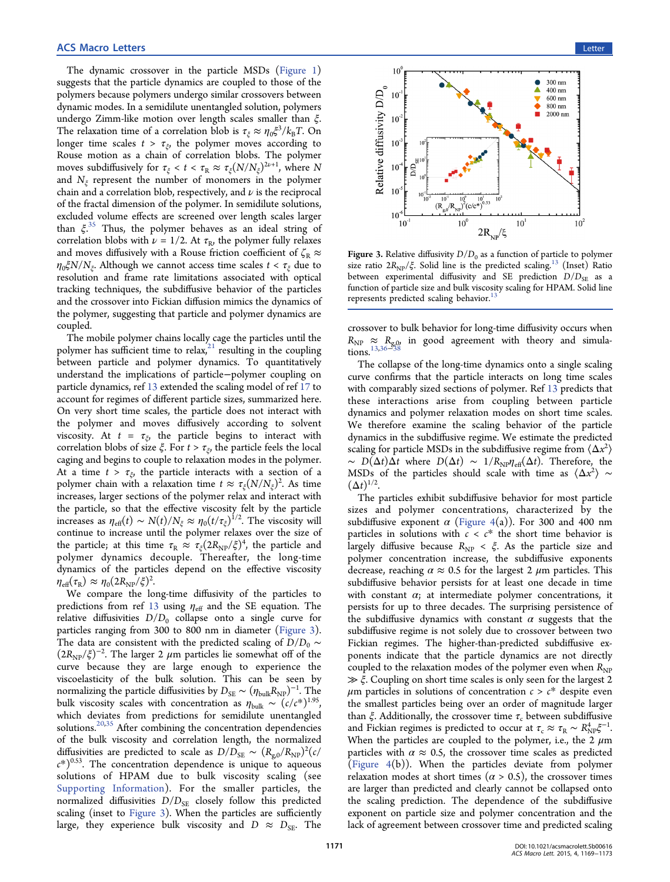The dynamic crossover in the particle MSDs (Figure 1) suggests that the particle dynamics are coupled to those of the polymers because polymers undergo similar crossovers between dynamic modes. In a semidilute unentangled solution, polymers undergo Zimm-like motion over length scales smaller than $\xi$. The relaxation time of a correlation blob is $\tau_\xi \approx \eta_0 \xi^3 / k_B T$. On longer time scales $t > \tau_\xi$, the polymer moves according to Rouse motion as a chain of correlation blobs. The polymer moves subdiffusively for $\tau_\xi < t < \tau_R \approx \tau_\xi (N/N_\xi)^{2\nu+1}$, where $N$ and $N_\xi$ represent the number of monomers in the polymer chain and a correlation blob, respectively, and $\nu$ is the reciprocal of the fractal dimension of the polymer. In semidilute solutions, excluded volume effects are screened over length scales larger than $\xi$.[35] Thus, the polymer behaves as an ideal string of correlation blobs with $\nu = 1/2$. At $\tau_R$, the polymer fully relaxes and moves diffusively with a Rouse friction coefficient of $\zeta_R \approx \eta_0 \xi N / N_\xi$. Although we cannot access time scales $t < \tau_\xi$ due to resolution and frame rate limitations associated with optical tracking techniques, the subdiffusive behavior of the particles and the crossover into Fickian diffusion mimics the dynamics of the polymer, suggesting that particle and polymer dynamics are coupled.

The mobile polymer chains locally cage the particles until the polymer has sufficient time to relax,[21] resulting in the coupling between particle and polymer dynamics. To quantitatively understand the implications of particle–polymer coupling on particle dynamics, ref 13 extended the scaling model of ref 17 to account for regimes of different particle sizes, summarized here. On very short time scales, the particle does not interact with the polymer and moves diffusively according to solvent viscosity. At $t = \tau_\xi$, the particle begins to interact with correlation blobs of size $\xi$. For $t > \tau_\xi$, the particle feels the local caging and begins to couple to relaxation modes in the polymer. At a time $t > \tau_\xi$, the particle interacts with a section of a polymer chain with a relaxation time $t \approx \tau_\xi (N/N_\xi)^2$. As time increases, larger sections of the polymer relax and interact with the particle, so that the effective viscosity felt by the particle increases as $\eta_{\mathrm{eff}}(t) \sim N(t)/N_\xi \approx \eta_0 (t/\tau_\xi)^{1/2}$. The viscosity will continue to increase until the polymer relaxes over the size of the particle; at this time $\tau_R \approx \tau_\xi (2R_{\mathrm{NP}}/\xi)^4$, the particle and polymer dynamics decouple. Thereafter, the long-time dynamics of the particles depend on the effective viscosity $\eta_{\mathrm{eff}}(\tau_R) \approx \eta_0 (2R_{\mathrm{NP}}/\xi)^2$.

We compare the long-time diffusivity of the particles to predictions from ref 13 using $\eta_{\mathrm{eff}}$ and the SE equation. The relative diffusivities $D/D_0$ collapse onto a single curve for particles ranging from 300 to 800 nm in diameter (Figure 3). The data are consistent with the predicted scaling of $D/D_0 \sim (2R_{\mathrm{NP}}/\xi)^{-2}$. The larger 2 $\mu$m particles lie somewhat off of the curve because they are large enough to experience the viscoelasticity of the bulk solution. This can be seen by normalizing the particle diffusivities by $D_{\mathrm{SE}} \sim (\eta_{\mathrm{bulk}} R_{\mathrm{NP}})^{-1}$. The bulk viscosity scales with concentration as $\eta_{\mathrm{bulk}} \sim (c/c^*)^{1.95}$, which deviates from predictions for semidilute unentangled solutions.[20,35] After combining the concentration dependencies of the bulk viscosity and correlation length, the normalized diffusivities are predicted to scale as $D/D_{\mathrm{SE}} \sim (R_{g,0}/R_{\mathrm{NP}})^2 (c/c^*)^{0.53}$. The concentration dependence is unique to aqueous solutions of HPAM due to bulk viscosity scaling (see Supporting Information). For the smaller particles, the normalized diffusivities $D/D_{\mathrm{SE}}$ closely follow this predicted scaling (inset to Figure 3). When the particles are sufficiently large, they experience bulk viscosity and $D \approx D_{\mathrm{SE}}$. The crossover to bulk behavior for long-time diffusivity occurs when $R_{\mathrm{NP}} \approx R_{g,0}$, in good agreement with theory and simulations.[13,36–38]

Figure 3. Relative diffusivity $D/D_0$ as a function of particle to polymer size ratio $2R_{\mathrm{NP}}/\xi$. Solid line is the predicted scaling.[13] (Inset) Ratio between experimental diffusivity and SE prediction $D/D_{\mathrm{SE}}$ as a function of particle size and bulk viscosity scaling for HPAM. Solid line represents predicted scaling behavior.[13]

The collapse of the long-time dynamics onto a single scaling curve confirms that the particle interacts on long time scales with comparably sized sections of polymer. Ref 13 predicts that these interactions arise from coupling between particle dynamics and polymer relaxation modes on short time scales. We therefore examine the scaling behavior of the particle dynamics in the subdiffusive regime. We estimate the predicted scaling for particle MSDs in the subdiffusive regime from $\langle \Delta x^2 \rangle \sim D(\Delta t)\Delta t$ where $D(\Delta t) \sim 1/R_{\mathrm{NP}} \eta_{\mathrm{eff}}(\Delta t)$. Therefore, the MSDs of the particles should scale with time as $\langle \Delta x^2 \rangle \sim (\Delta t)^{1/2}$.

The particles exhibit subdiffusive behavior for most particle sizes and polymer concentrations, characterized by the subdiffusive exponent $\alpha$ (Figure 4(a)). For 300 and 400 nm particles in solutions with $c < c^*$ the short time behavior is largely diffusive because $R_{\mathrm{NP}} < \xi$. As the particle size and polymer concentration increase, the subdiffusive exponents decrease, reaching $\alpha \approx 0.5$ for the largest 2 $\mu$m particles. This subdiffusive behavior persists for at least one decade in time with constant $\alpha$; at intermediate polymer concentrations, it persists for up to three decades. The surprising persistence of the subdiffusive dynamics with constant $\alpha$ suggests that the subdiffusive regime is not solely due to crossover between two Fickian regimes. The higher-than-predicted subdiffusive exponents indicate that the particle dynamics are not directly coupled to the relaxation modes of the polymer even when $R_{\mathrm{NP}} \gg \xi$. Coupling on short time scales is only seen for the largest 2 $\mu$m particles in solutions of concentration $c > c^*$ despite even the smallest particles being over an order of magnitude larger than $\xi$. Additionally, the crossover time $\tau_c$ between subdiffusive and Fickian regimes is predicted to occur at $\tau_c \approx \tau_R \sim R_{\mathrm{NP}}^4 \xi^{-1}$. When the particles are coupled to the polymer, i.e., the 2 $\mu$m particles with $\alpha \approx 0.5$, the crossover time scales as predicted (Figure 4(b)). When the particles deviate from polymer relaxation modes at short times ($\alpha > 0.5$), the crossover times are larger than predicted and clearly cannot be collapsed onto the scaling prediction. The dependence of the subdiffusive exponent on particle size and polymer concentration and the lack of agreement between crossover time and predicted scaling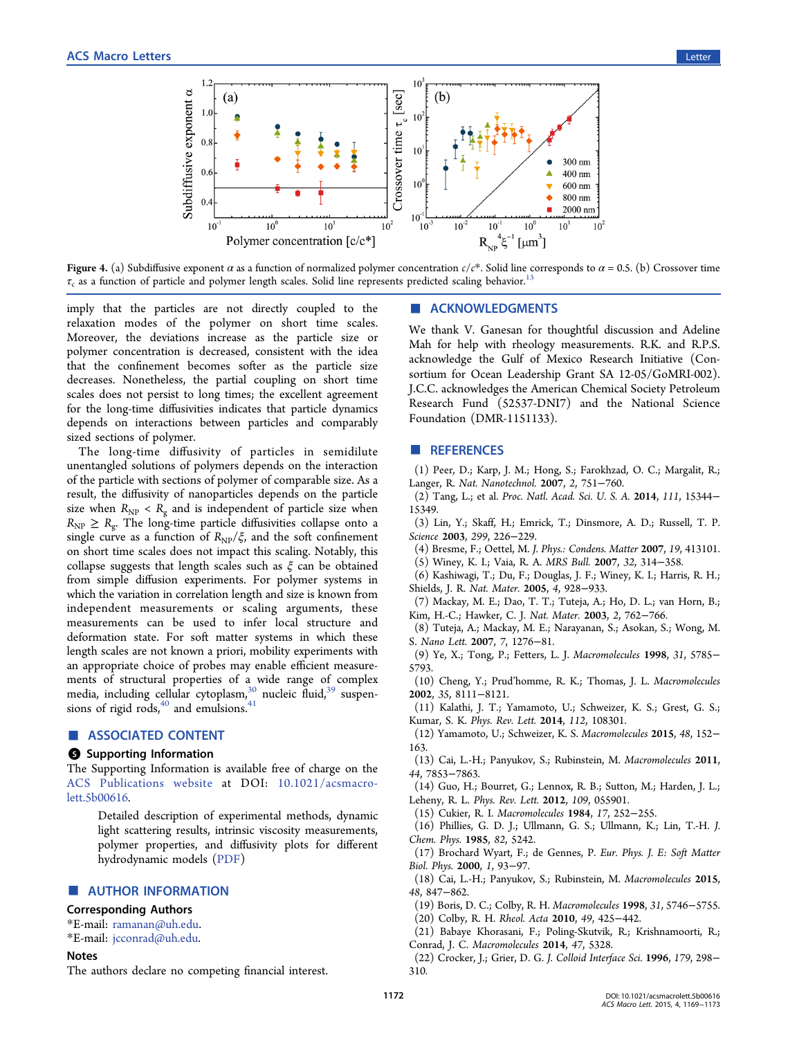Figure 4. (a) Subdiffusive exponent $\alpha$ as a function of normalized polymer concentration $c/c^*$. Solid line corresponds to $\alpha = 0.5$. (b) Crossover time $\tau_c$ as a function of particle and polymer length scales. Solid line represents predicted scaling behavior.[13]

imply that the particles are not directly coupled to the relaxation modes of the polymer on short time scales. Moreover, the deviations increase as the particle size or polymer concentration is decreased, consistent with the idea that the confinement becomes softer as the particle size decreases. Nonetheless, the partial coupling on short time scales does not persist to long times; the excellent agreement for the long-time diffusivities indicates that particle dynamics depends on interactions between particles and comparably sized sections of polymer.

The long-time diffusivity of particles in semidilute unentangled solutions of polymers depends on the interaction of the particle with sections of polymer of comparable size. As a result, the diffusivity of nanoparticles depends on the particle size when $R_{NP} < R_g$ and is independent of particle size when $R_{NP} \geq R_g$. The long-time particle diffusivities collapse onto a single curve as a function of $R_{NP}/\xi$, and the soft confinement on short time scales does not impact this scaling. Notably, this collapse suggests that length scales such as $\xi$ can be obtained from simple diffusion experiments. For polymer systems in which the variation in correlation length and size is known from independent measurements or scaling arguments, these measurements can be used to infer local structure and deformation state. For soft matter systems in which these length scales are not known a priori, mobility experiments with an appropriate choice of probes may enable efficient measurements of structural properties of a wide range of complex media, including cellular cytoplasm,[30] nucleic fluid,[39] suspensions of rigid rods,[40] and emulsions.[41]

## ■ ASSOCIATED CONTENT

### Supporting Information

The Supporting Information is available free of charge on the ACS Publications website at DOI: 10.1021/acsmacrolett.5b00616.

> Detailed description of experimental methods, dynamic light scattering results, intrinsic viscosity measurements, polymer properties, and diffusivity plots for different hydrodynamic models (PDF)

## ■ AUTHOR INFORMATION

### Corresponding Authors

*E-mail: ramanan@uh.edu.

*E-mail: jcconrad@uh.edu.

### Notes

The authors declare no competing financial interest.

## ■ ACKNOWLEDGMENTS

We thank V. Ganesan for thoughtful discussion and Adeline Mah for help with rheology measurements. R.K. and R.P.S. acknowledge the Gulf of Mexico Research Initiative (Consortium for Ocean Leadership Grant SA 12-05/GoMRI-002). J.C.C. acknowledges the American Chemical Society Petroleum Research Fund (52537-DNI7) and the National Science Foundation (DMR-1151133).

## ■ REFERENCES

(1) Peer, D.; Karp, J. M.; Hong, S.; Farokhzad, O. C.; Margalit, R.; Langer, R. *Nat. Nanotechnol.* 2007, *2*, 751–760.

(2) Tang, L.; et al. *Proc. Natl. Acad. Sci. U. S. A.* 2014, *111*, 15344–15349.

(3) Lin, Y.; Skaff, H.; Emrick, T.; Dinsmore, A. D.; Russell, T. P. *Science* 2003, *299*, 226–229.

(4) Bresme, F.; Oettel, M. *J. Phys.: Condens. Matter* 2007, *19*, 413101.

(5) Winey, K. I.; Vaia, R. A. *MRS Bull.* 2007, *32*, 314–358.

(6) Kashiwagi, T.; Du, F.; Douglas, J. F.; Winey, K. I.; Harris, R. H.; Shields, J. R. *Nat. Mater.* 2005, *4*, 928–933.

(7) Mackay, M. E.; Dao, T. T.; Tuteja, A.; Ho, D. L.; van Horn, B.; Kim, H.-C.; Hawker, C. J. *Nat. Mater.* 2003, *2*, 762–766.

(8) Tuteja, A.; Mackay, M. E.; Narayanan, S.; Asokan, S.; Wong, M. S. *Nano Lett.* 2007, *7*, 1276–81.

(9) Ye, X.; Tong, P.; Fetters, L. J. *Macromolecules* 1998, *31*, 5785–5793.

(10) Cheng, Y.; Prud'homme, R. K.; Thomas, J. L. *Macromolecules* 2002, *35*, 8111–8121.

(11) Kalathi, J. T.; Yamamoto, U.; Schweizer, K. S.; Grest, G. S.; Kumar, S. K. *Phys. Rev. Lett.* 2014, *112*, 108301.

(12) Yamamoto, U.; Schweizer, K. S. *Macromolecules* 2015, *48*, 152–163.

(13) Cai, L.-H.; Panyukov, S.; Rubinstein, M. *Macromolecules* 2011, *44*, 7853–7863.

(14) Guo, H.; Bourret, G.; Lennox, R. B.; Sutton, M.; Harden, J. L.; Leheny, R. L. *Phys. Rev. Lett.* 2012, *109*, 055901.

(15) Cukier, R. I. *Macromolecules* 1984, *17*, 252–255.

(16) Phillies, G. D. J.; Ullmann, G. S.; Ullmann, K.; Lin, T.-H. *J. Chem. Phys.* 1985, *82*, 5242.

(17) Brochard Wyart, F.; de Gennes, P. *Eur. Phys. J. E: Soft Matter Biol. Phys.* 2000, *1*, 93–97.

(18) Cai, L.-H.; Panyukov, S.; Rubinstein, M. *Macromolecules* 2015, *48*, 847–862.

(19) Boris, D. C.; Colby, R. H. *Macromolecules* 1998, *31*, 5746–5755.

(20) Colby, R. H. *Rheol. Acta* 2010, *49*, 425–442.

(21) Babaye Khorasani, F.; Poling-Skutvik, R.; Krishnamoorti, R.; Conrad, J. C. *Macromolecules* 2014, *47*, 5328.

(22) Crocker, J.; Grier, D. G. *J. Colloid Interface Sci.* 1996, *179*, 298–310.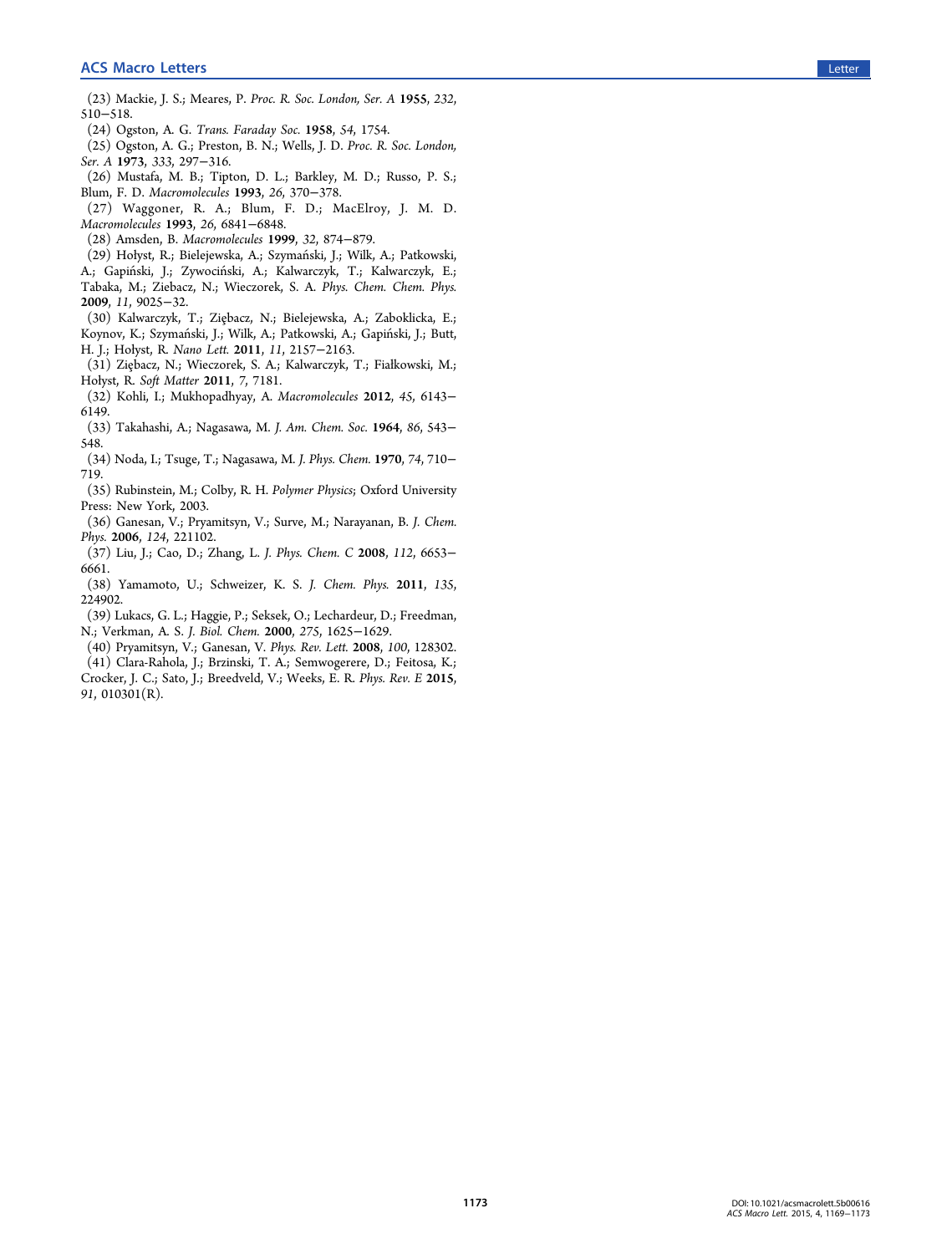(23) Mackie, J. S.; Meares, P. *Proc. R. Soc. London, Ser. A* **1955**, *232*, 510−518.

(24) Ogston, A. G. *Trans. Faraday Soc.* **1958**, *54*, 1754.

(25) Ogston, A. G.; Preston, B. N.; Wells, J. D. *Proc. R. Soc. London, Ser. A* **1973**, *333*, 297−316.

(26) Mustafa, M. B.; Tipton, D. L.; Barkley, M. D.; Russo, P. S.; Blum, F. D. *Macromolecules* **1993**, *26*, 370−378.

(27) Waggoner, R. A.; Blum, F. D.; MacElroy, J. M. D. *Macromolecules* **1993**, *26*, 6841−6848.

(28) Amsden, B. *Macromolecules* **1999**, *32*, 874−879.

(29) Hołyst, R.; Bielejewska, A.; Szymański, J.; Wilk, A.; Patkowski, A.; Gapiński, J.; Zywociński, A.; Kalwarczyk, T.; Kalwarczyk, E.; Tabaka, M.; Ziebacz, N.; Wieczorek, S. A. *Phys. Chem. Chem. Phys.* **2009**, *11*, 9025−32.

(30) Kalwarczyk, T.; Ziębacz, N.; Bielejewska, A.; Zaboklicka, E.; Koynov, K.; Szymański, J.; Wilk, A.; Patkowski, A.; Gapiński, J.; Butt, H. J.; Hołyst, R. *Nano Lett.* **2011**, *11*, 2157−2163.

(31) Ziębacz, N.; Wieczorek, S. A.; Kalwarczyk, T.; Fiałkowski, M.; Hołyst, R. *Soft Matter* **2011**, *7*, 7181.

(32) Kohli, I.; Mukhopadhyay, A. *Macromolecules* **2012**, *45*, 6143−6149.

(33) Takahashi, A.; Nagasawa, M. *J. Am. Chem. Soc.* **1964**, *86*, 543−548.

(34) Noda, I.; Tsuge, T.; Nagasawa, M. *J. Phys. Chem.* **1970**, *74*, 710−719.

(35) Rubinstein, M.; Colby, R. H. *Polymer Physics*; Oxford University Press: New York, 2003.

(36) Ganesan, V.; Pryamitsyn, V.; Surve, M.; Narayanan, B. *J. Chem. Phys.* **2006**, *124*, 221102.

(37) Liu, J.; Cao, D.; Zhang, L. *J. Phys. Chem. C* **2008**, *112*, 6653−6661.

(38) Yamamoto, U.; Schweizer, K. S. *J. Chem. Phys.* **2011**, *135*, 224902.

(39) Lukacs, G. L.; Haggie, P.; Seksek, O.; Lechardeur, D.; Freedman, N.; Verkman, A. S. *J. Biol. Chem.* **2000**, *275*, 1625−1629.

(40) Pryamitsyn, V.; Ganesan, V. *Phys. Rev. Lett.* **2008**, *100*, 128302.

(41) Clara-Rahola, J.; Brzinski, T. A.; Semwogerere, D.; Feitosa, K.; Crocker, J. C.; Sato, J.; Breedveld, V.; Weeks, E. R. *Phys. Rev. E* **2015**, *91*, 010301(R).